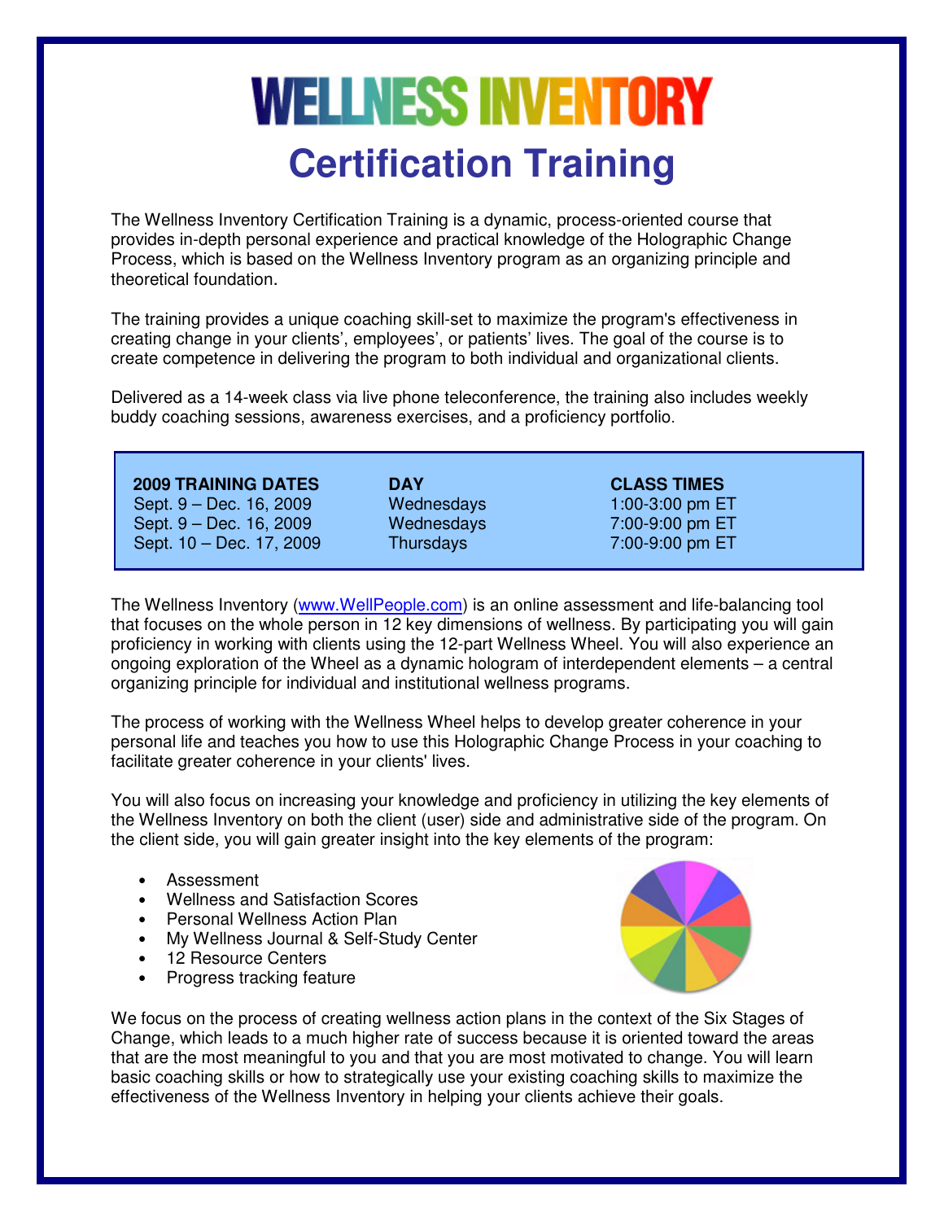# WELLNESS INVENTORY

## Certification Training

The Wellness Inventory Certification Training is a dynamic, process-oriented course that provides in-depth personal experience and practical knowledge of the Holographic Change Process, which is based on the Wellness Inventory program as an organizing principle and theoretical foundation.

The training provides a unique coaching skill-set to maximize the program's effectiveness in creating change in your clients', employees', or patients' lives. The goal of the course is to create competence in delivering the program to both individual and organizational clients.

Delivered as a 14-week class via live phone teleconference, the training also includes weekly buddy coaching sessions, awareness exercises, and a proficiency portfolio.

| 2009 TRAINING DATES | DAY | CLASS TIMES |
|---|---|---|
| Sept. 9 – Dec. 16, 2009 | Wednesdays | 1:00-3:00 pm ET |
| Sept. 9 – Dec. 16, 2009 | Wednesdays | 7:00-9:00 pm ET |
| Sept. 10 – Dec. 17, 2009 | Thursdays | 7:00-9:00 pm ET |

The Wellness Inventory (www.WellPeople.com) is an online assessment and life-balancing tool that focuses on the whole person in 12 key dimensions of wellness. By participating you will gain proficiency in working with clients using the 12-part Wellness Wheel. You will also experience an ongoing exploration of the Wheel as a dynamic hologram of interdependent elements – a central organizing principle for individual and institutional wellness programs.

The process of working with the Wellness Wheel helps to develop greater coherence in your personal life and teaches you how to use this Holographic Change Process in your coaching to facilitate greater coherence in your clients' lives.

You will also focus on increasing your knowledge and proficiency in utilizing the key elements of the Wellness Inventory on both the client (user) side and administrative side of the program. On the client side, you will gain greater insight into the key elements of the program:

- Assessment
- Wellness and Satisfaction Scores
- Personal Wellness Action Plan
- My Wellness Journal & Self-Study Center
- 12 Resource Centers
- Progress tracking feature

We focus on the process of creating wellness action plans in the context of the Six Stages of Change, which leads to a much higher rate of success because it is oriented toward the areas that are the most meaningful to you and that you are most motivated to change. You will learn basic coaching skills or how to strategically use your existing coaching skills to maximize the effectiveness of the Wellness Inventory in helping your clients achieve their goals.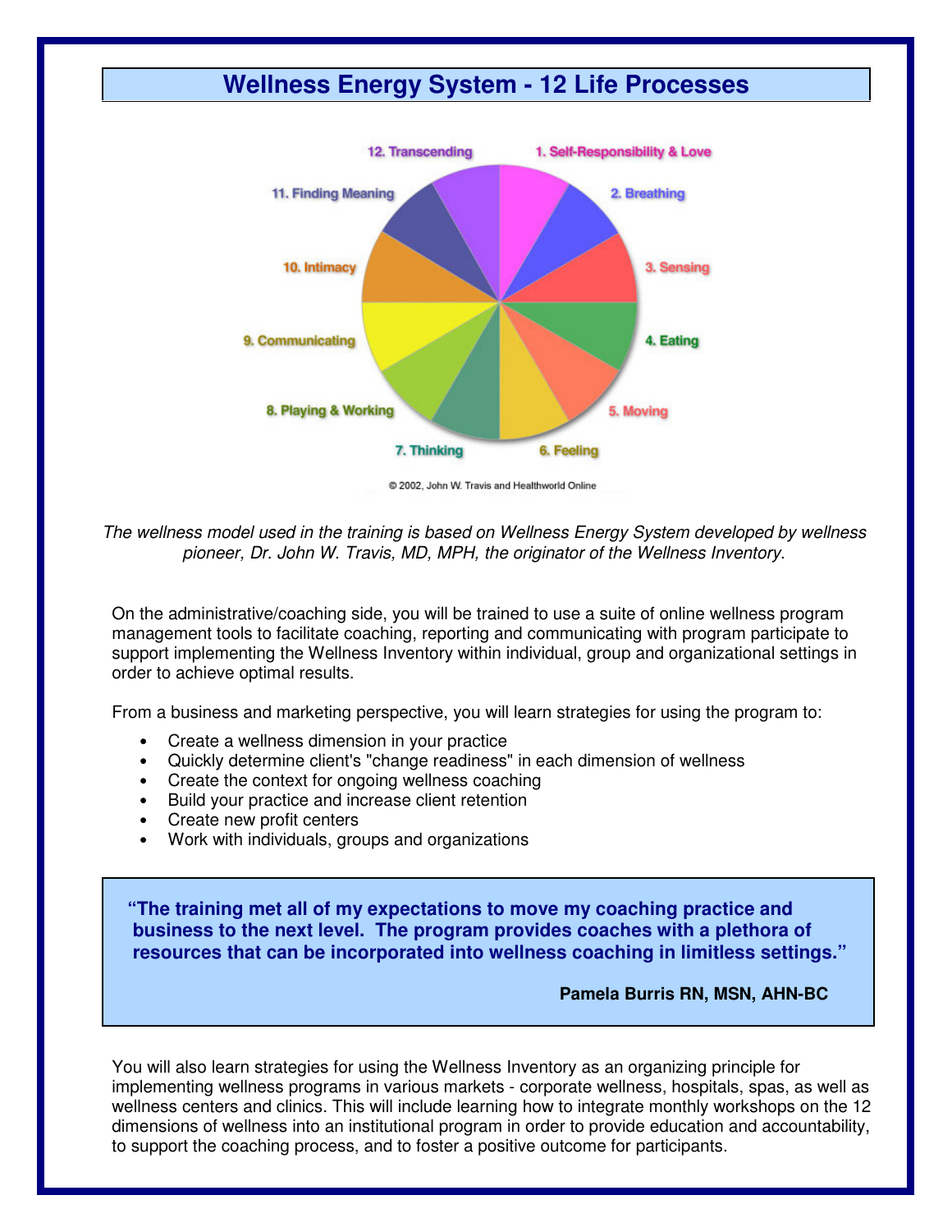# Wellness Energy System - 12 Life Processes

12. Transcending
1. Self-Responsibility & Love
11. Finding Meaning
2. Breathing
10. Intimacy
3. Sensing
9. Communicating
4. Eating
8. Playing & Working
5. Moving
7. Thinking
6. Feeling

© 2002, John W. Travis and Healthworld Online

*The wellness model used in the training is based on Wellness Energy System developed by wellness pioneer, Dr. John W. Travis, MD, MPH, the originator of the Wellness Inventory.*

On the administrative/coaching side, you will be trained to use a suite of online wellness program management tools to facilitate coaching, reporting and communicating with program participate to support implementing the Wellness Inventory within individual, group and organizational settings in order to achieve optimal results.

From a business and marketing perspective, you will learn strategies for using the program to:

- Create a wellness dimension in your practice
- Quickly determine client's "change readiness" in each dimension of wellness
- Create the context for ongoing wellness coaching
- Build your practice and increase client retention
- Create new profit centers
- Work with individuals, groups and organizations

> **"The training met all of my expectations to move my coaching practice and business to the next level. The program provides coaches with a plethora of resources that can be incorporated into wellness coaching in limitless settings."**
>
> **Pamela Burris RN, MSN, AHN-BC**

You will also learn strategies for using the Wellness Inventory as an organizing principle for implementing wellness programs in various markets - corporate wellness, hospitals, spas, as well as wellness centers and clinics. This will include learning how to integrate monthly workshops on the 12 dimensions of wellness into an institutional program in order to provide education and accountability, to support the coaching process, and to foster a positive outcome for participants.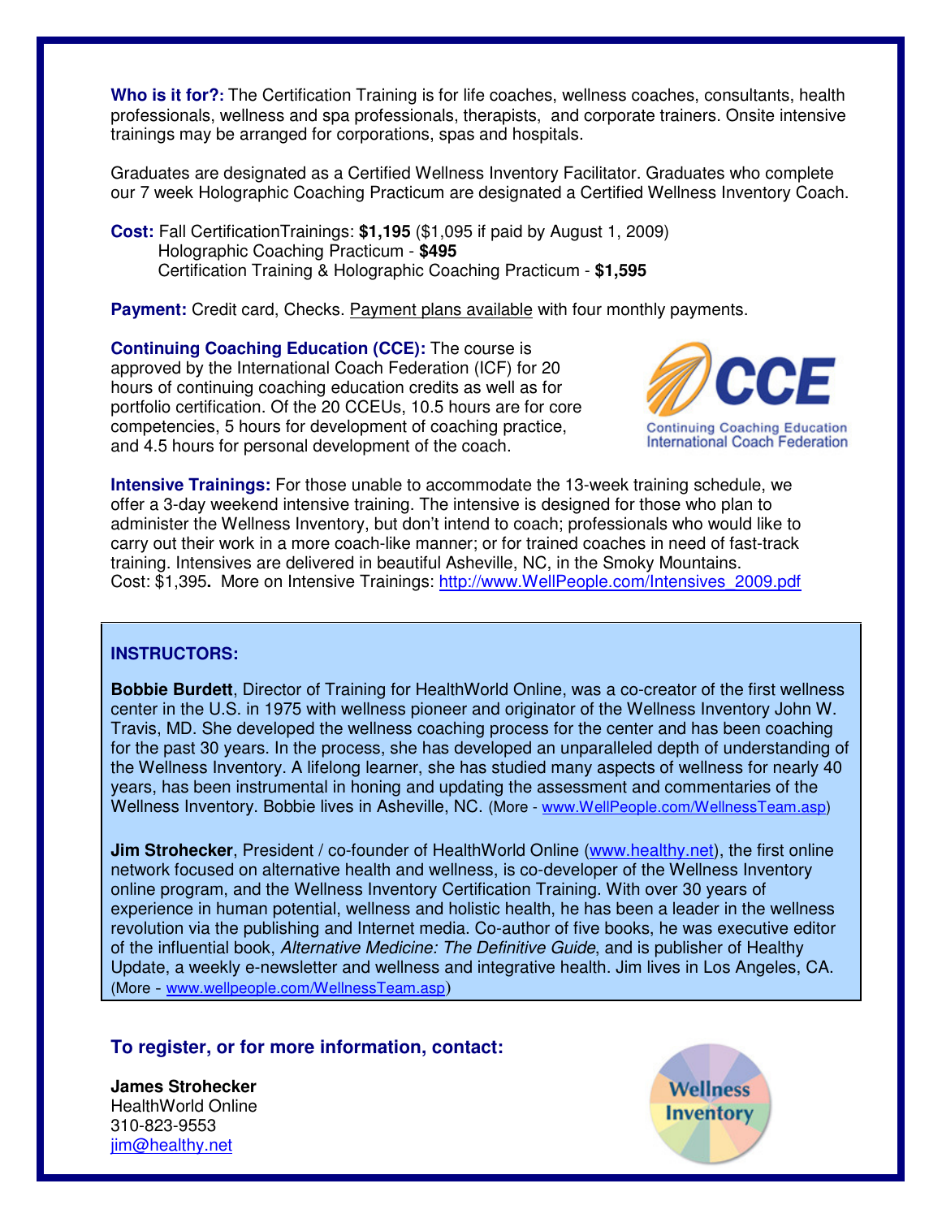**Who is it for?:** The Certification Training is for life coaches, wellness coaches, consultants, health professionals, wellness and spa professionals, therapists, and corporate trainers. Onsite intensive trainings may be arranged for corporations, spas and hospitals.

Graduates are designated as a Certified Wellness Inventory Facilitator. Graduates who complete our 7 week Holographic Coaching Practicum are designated a Certified Wellness Inventory Coach.

**Cost:** Fall CertificationTrainings: **$1,195** ($1,095 if paid by August 1, 2009)
Holographic Coaching Practicum - **$495**
Certification Training & Holographic Coaching Practicum - **$1,595**

**Payment:** Credit card, Checks. Payment plans available with four monthly payments.

**Continuing Coaching Education (CCE):** The course is approved by the International Coach Federation (ICF) for 20 hours of continuing coaching education credits as well as for portfolio certification. Of the 20 CCEUs, 10.5 hours are for core competencies, 5 hours for development of coaching practice, and 4.5 hours for personal development of the coach.

CCE
Continuing Coaching Education
International Coach Federation

**Intensive Trainings:** For those unable to accommodate the 13-week training schedule, we offer a 3-day weekend intensive training. The intensive is designed for those who plan to administer the Wellness Inventory, but don't intend to coach; professionals who would like to carry out their work in a more coach-like manner; or for trained coaches in need of fast-track training. Intensives are delivered in beautiful Asheville, NC, in the Smoky Mountains.
Cost: $1,395**.** More on Intensive Trainings: http://www.WellPeople.com/Intensives_2009.pdf

## INSTRUCTORS:

**Bobbie Burdett**, Director of Training for HealthWorld Online, was a co-creator of the first wellness center in the U.S. in 1975 with wellness pioneer and originator of the Wellness Inventory John W. Travis, MD. She developed the wellness coaching process for the center and has been coaching for the past 30 years. In the process, she has developed an unparalleled depth of understanding of the Wellness Inventory. A lifelong learner, she has studied many aspects of wellness for nearly 40 years, has been instrumental in honing and updating the assessment and commentaries of the Wellness Inventory. Bobbie lives in Asheville, NC. (More - www.WellPeople.com/WellnessTeam.asp)

**Jim Strohecker**, President / co-founder of HealthWorld Online (www.healthy.net), the first online network focused on alternative health and wellness, is co-developer of the Wellness Inventory online program, and the Wellness Inventory Certification Training. With over 30 years of experience in human potential, wellness and holistic health, he has been a leader in the wellness revolution via the publishing and Internet media. Co-author of five books, he was executive editor of the influential book, *Alternative Medicine: The Definitive Guide*, and is publisher of Healthy Update, a weekly e-newsletter and wellness and integrative health. Jim lives in Los Angeles, CA. (More - www.wellpeople.com/WellnessTeam.asp)

### To register, or for more information, contact:

**James Strohecker**
HealthWorld Online
310-823-9553
jim@healthy.net

Wellness Inventory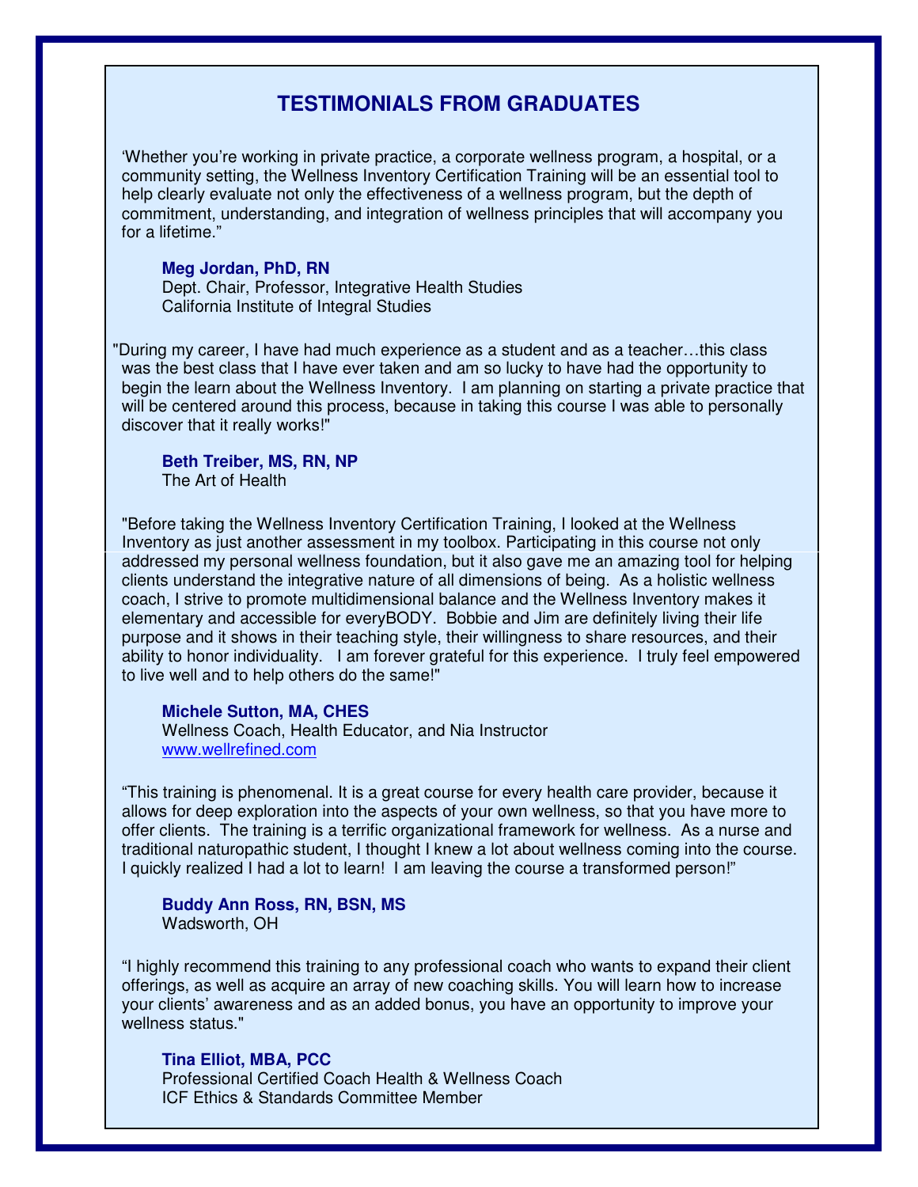## TESTIMONIALS FROM GRADUATES

'Whether you're working in private practice, a corporate wellness program, a hospital, or a community setting, the Wellness Inventory Certification Training will be an essential tool to help clearly evaluate not only the effectiveness of a wellness program, but the depth of commitment, understanding, and integration of wellness principles that will accompany you for a lifetime."

**Meg Jordan, PhD, RN**
Dept. Chair, Professor, Integrative Health Studies
California Institute of Integral Studies

"During my career, I have had much experience as a student and as a teacher…this class was the best class that I have ever taken and am so lucky to have had the opportunity to begin the learn about the Wellness Inventory. I am planning on starting a private practice that will be centered around this process, because in taking this course I was able to personally discover that it really works!"

**Beth Treiber, MS, RN, NP**
The Art of Health

"Before taking the Wellness Inventory Certification Training, I looked at the Wellness Inventory as just another assessment in my toolbox. Participating in this course not only addressed my personal wellness foundation, but it also gave me an amazing tool for helping clients understand the integrative nature of all dimensions of being. As a holistic wellness coach, I strive to promote multidimensional balance and the Wellness Inventory makes it elementary and accessible for everyBODY. Bobbie and Jim are definitely living their life purpose and it shows in their teaching style, their willingness to share resources, and their ability to honor individuality. I am forever grateful for this experience. I truly feel empowered to live well and to help others do the same!"

**Michele Sutton, MA, CHES**
Wellness Coach, Health Educator, and Nia Instructor
www.wellrefined.com

"This training is phenomenal. It is a great course for every health care provider, because it allows for deep exploration into the aspects of your own wellness, so that you have more to offer clients. The training is a terrific organizational framework for wellness. As a nurse and traditional naturopathic student, I thought I knew a lot about wellness coming into the course. I quickly realized I had a lot to learn! I am leaving the course a transformed person!"

**Buddy Ann Ross, RN, BSN, MS**
Wadsworth, OH

"I highly recommend this training to any professional coach who wants to expand their client offerings, as well as acquire an array of new coaching skills. You will learn how to increase your clients' awareness and as an added bonus, you have an opportunity to improve your wellness status."

**Tina Elliot, MBA, PCC**
Professional Certified Coach Health & Wellness Coach
ICF Ethics & Standards Committee Member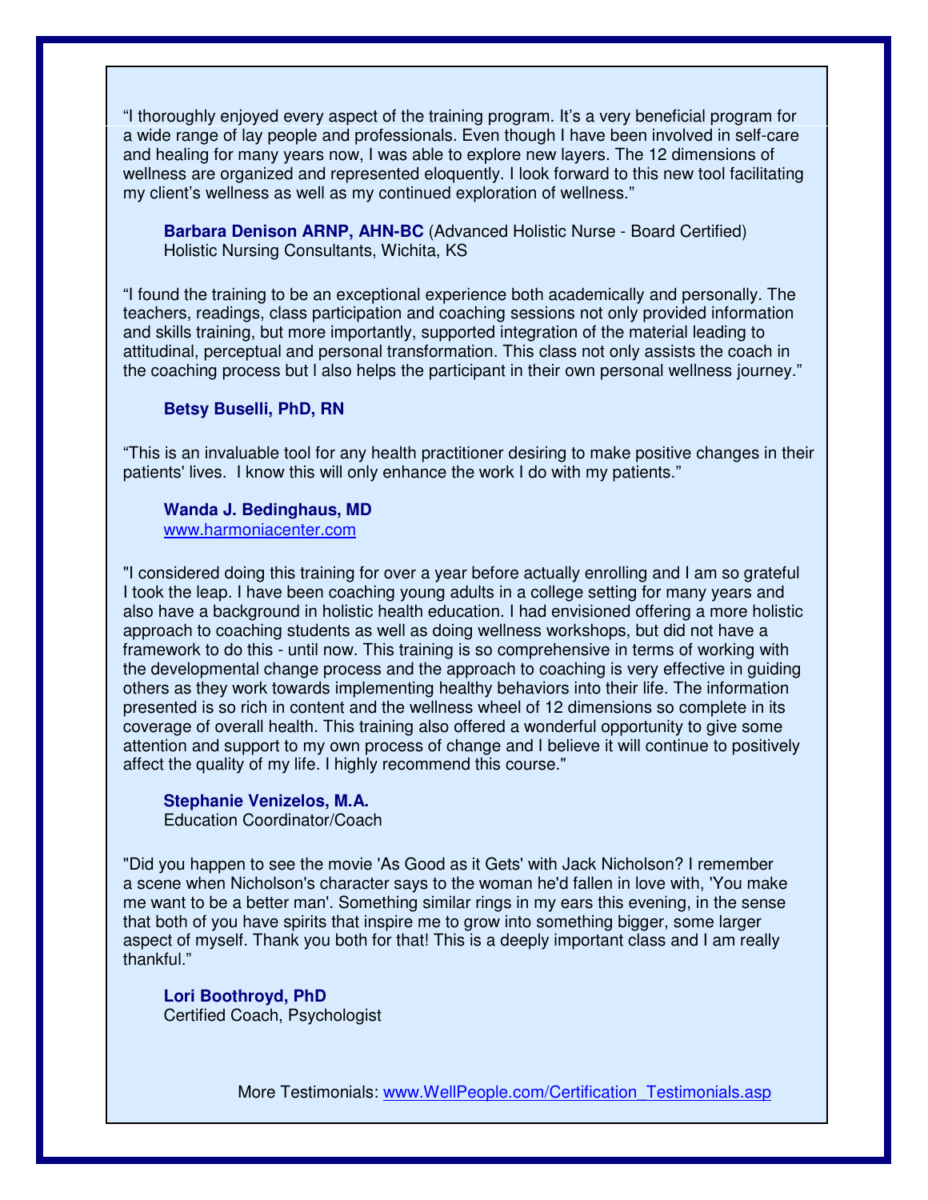"I thoroughly enjoyed every aspect of the training program. It's a very beneficial program for a wide range of lay people and professionals. Even though I have been involved in self-care and healing for many years now, I was able to explore new layers. The 12 dimensions of wellness are organized and represented eloquently. I look forward to this new tool facilitating my client's wellness as well as my continued exploration of wellness."

**Barbara Denison ARNP, AHN-BC** (Advanced Holistic Nurse - Board Certified)
Holistic Nursing Consultants, Wichita, KS

"I found the training to be an exceptional experience both academically and personally. The teachers, readings, class participation and coaching sessions not only provided information and skills training, but more importantly, supported integration of the material leading to attitudinal, perceptual and personal transformation. This class not only assists the coach in the coaching process but I also helps the participant in their own personal wellness journey."

**Betsy Buselli, PhD, RN**

"This is an invaluable tool for any health practitioner desiring to make positive changes in their patients' lives. I know this will only enhance the work I do with my patients."

**Wanda J. Bedinghaus, MD**
www.harmoniacenter.com

"I considered doing this training for over a year before actually enrolling and I am so grateful I took the leap. I have been coaching young adults in a college setting for many years and also have a background in holistic health education. I had envisioned offering a more holistic approach to coaching students as well as doing wellness workshops, but did not have a framework to do this - until now. This training is so comprehensive in terms of working with the developmental change process and the approach to coaching is very effective in guiding others as they work towards implementing healthy behaviors into their life. The information presented is so rich in content and the wellness wheel of 12 dimensions so complete in its coverage of overall health. This training also offered a wonderful opportunity to give some attention and support to my own process of change and I believe it will continue to positively affect the quality of my life. I highly recommend this course."

**Stephanie Venizelos, M.A.**
Education Coordinator/Coach

"Did you happen to see the movie 'As Good as it Gets' with Jack Nicholson? I remember a scene when Nicholson's character says to the woman he'd fallen in love with, 'You make me want to be a better man'. Something similar rings in my ears this evening, in the sense that both of you have spirits that inspire me to grow into something bigger, some larger aspect of myself. Thank you both for that! This is a deeply important class and I am really thankful."

**Lori Boothroyd, PhD**
Certified Coach, Psychologist

More Testimonials: www.WellPeople.com/Certification_Testimonials.asp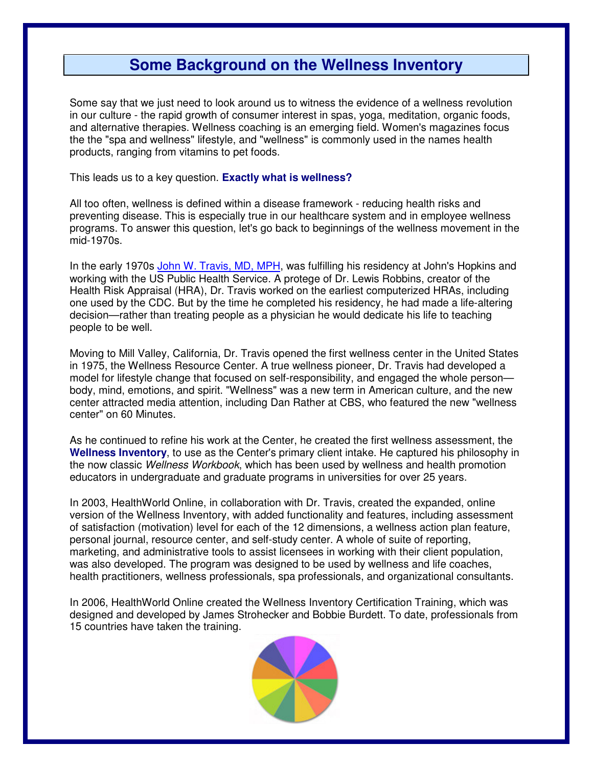# Some Background on the Wellness Inventory

Some say that we just need to look around us to witness the evidence of a wellness revolution in our culture - the rapid growth of consumer interest in spas, yoga, meditation, organic foods, and alternative therapies. Wellness coaching is an emerging field. Women's magazines focus the the "spa and wellness" lifestyle, and "wellness" is commonly used in the names health products, ranging from vitamins to pet foods.

This leads us to a key question. **Exactly what is wellness?**

All too often, wellness is defined within a disease framework - reducing health risks and preventing disease. This is especially true in our healthcare system and in employee wellness programs. To answer this question, let's go back to beginnings of the wellness movement in the mid-1970s.

In the early 1970s John W. Travis, MD, MPH, was fulfilling his residency at John's Hopkins and working with the US Public Health Service. A protege of Dr. Lewis Robbins, creator of the Health Risk Appraisal (HRA), Dr. Travis worked on the earliest computerized HRAs, including one used by the CDC. But by the time he completed his residency, he had made a life-altering decision—rather than treating people as a physician he would dedicate his life to teaching people to be well.

Moving to Mill Valley, California, Dr. Travis opened the first wellness center in the United States in 1975, the Wellness Resource Center. A true wellness pioneer, Dr. Travis had developed a model for lifestyle change that focused on self-responsibility, and engaged the whole person—body, mind, emotions, and spirit. "Wellness" was a new term in American culture, and the new center attracted media attention, including Dan Rather at CBS, who featured the new "wellness center" on 60 Minutes.

As he continued to refine his work at the Center, he created the first wellness assessment, the **Wellness Inventory**, to use as the Center's primary client intake. He captured his philosophy in the now classic *Wellness Workbook*, which has been used by wellness and health promotion educators in undergraduate and graduate programs in universities for over 25 years.

In 2003, HealthWorld Online, in collaboration with Dr. Travis, created the expanded, online version of the Wellness Inventory, with added functionality and features, including assessment of satisfaction (motivation) level for each of the 12 dimensions, a wellness action plan feature, personal journal, resource center, and self-study center. A whole of suite of reporting, marketing, and administrative tools to assist licensees in working with their client population, was also developed. The program was designed to be used by wellness and life coaches, health practitioners, wellness professionals, spa professionals, and organizational consultants.

In 2006, HealthWorld Online created the Wellness Inventory Certification Training, which was designed and developed by James Strohecker and Bobbie Burdett. To date, professionals from 15 countries have taken the training.